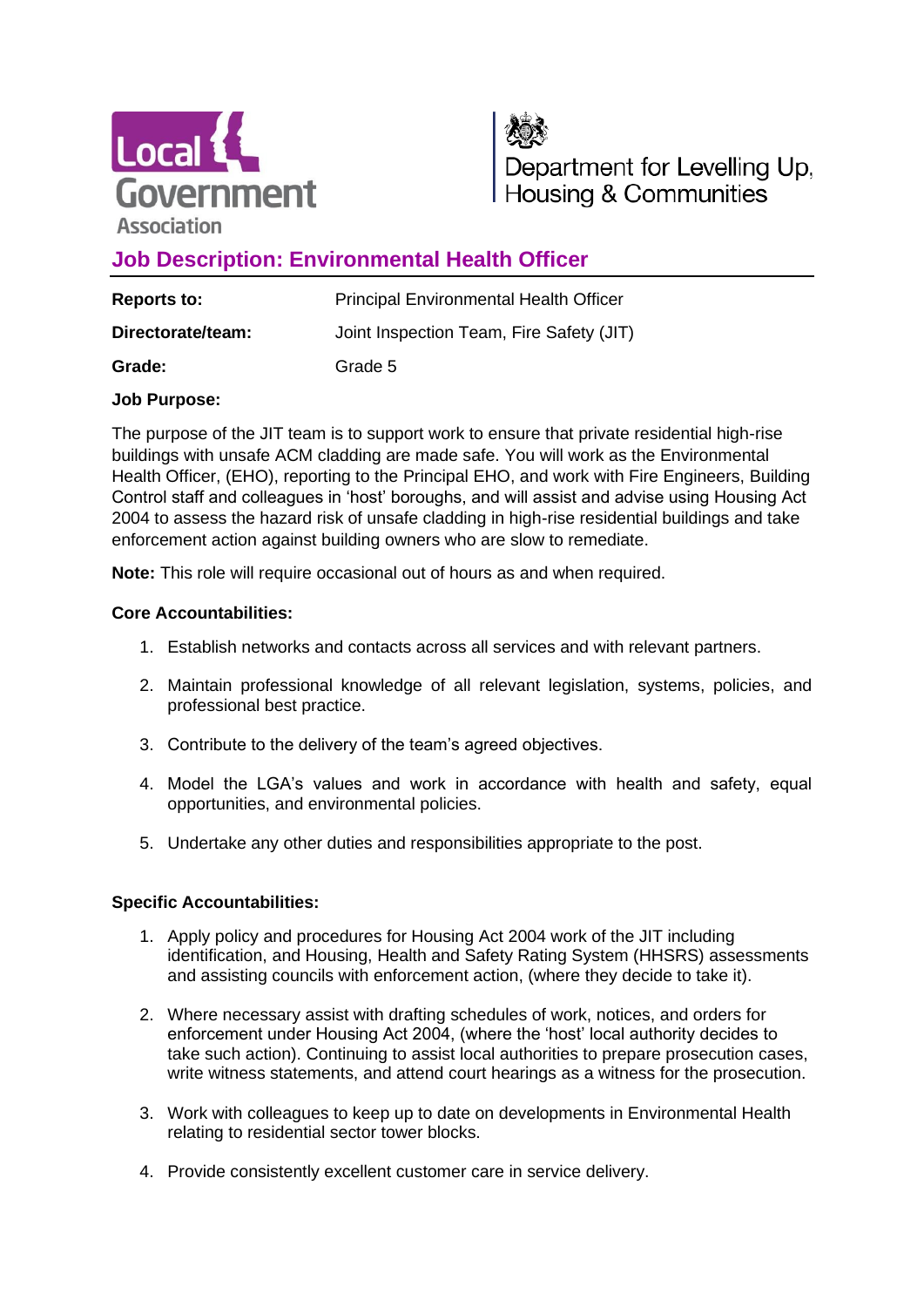Local Government Association

Department for Levelling Up, Housing & Communities

# Job Description: Environmental Health Officer

| | |
|---|---|
| **Reports to:** | Principal Environmental Health Officer |
| **Directorate/team:** | Joint Inspection Team, Fire Safety (JIT) |
| **Grade:** | Grade 5 |

**Job Purpose:**

The purpose of the JIT team is to support work to ensure that private residential high-rise buildings with unsafe ACM cladding are made safe. You will work as the Environmental Health Officer, (EHO), reporting to the Principal EHO, and work with Fire Engineers, Building Control staff and colleagues in 'host' boroughs, and will assist and advise using Housing Act 2004 to assess the hazard risk of unsafe cladding in high-rise residential buildings and take enforcement action against building owners who are slow to remediate.

**Note:** This role will require occasional out of hours as and when required.

**Core Accountabilities:**

1. Establish networks and contacts across all services and with relevant partners.
2. Maintain professional knowledge of all relevant legislation, systems, policies, and professional best practice.
3. Contribute to the delivery of the team's agreed objectives.
4. Model the LGA's values and work in accordance with health and safety, equal opportunities, and environmental policies.
5. Undertake any other duties and responsibilities appropriate to the post.

**Specific Accountabilities:**

1. Apply policy and procedures for Housing Act 2004 work of the JIT including identification, and Housing, Health and Safety Rating System (HHSRS) assessments and assisting councils with enforcement action, (where they decide to take it).
2. Where necessary assist with drafting schedules of work, notices, and orders for enforcement under Housing Act 2004, (where the 'host' local authority decides to take such action). Continuing to assist local authorities to prepare prosecution cases, write witness statements, and attend court hearings as a witness for the prosecution.
3. Work with colleagues to keep up to date on developments in Environmental Health relating to residential sector tower blocks.
4. Provide consistently excellent customer care in service delivery.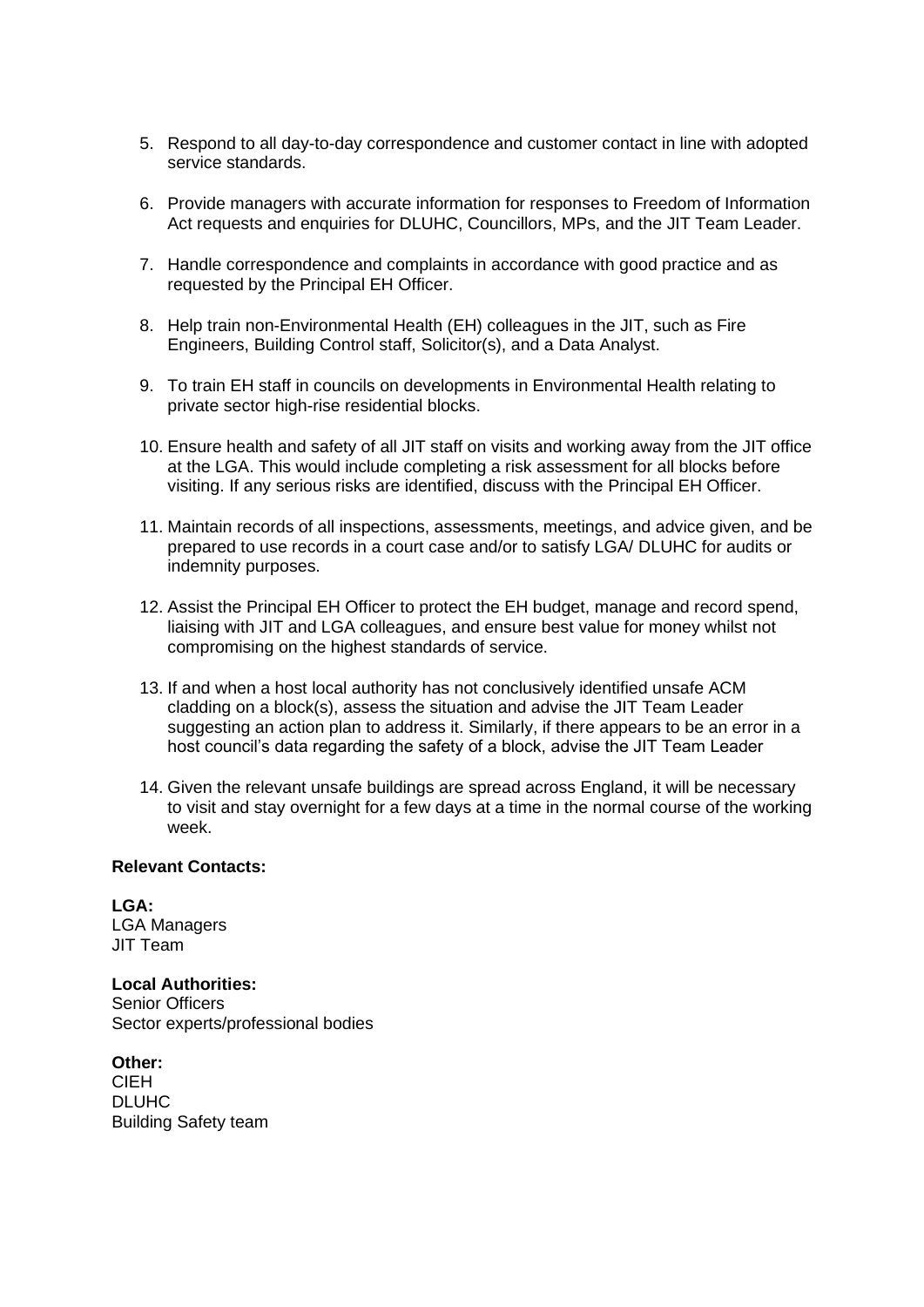5. Respond to all day-to-day correspondence and customer contact in line with adopted service standards.

6. Provide managers with accurate information for responses to Freedom of Information Act requests and enquiries for DLUHC, Councillors, MPs, and the JIT Team Leader.

7. Handle correspondence and complaints in accordance with good practice and as requested by the Principal EH Officer.

8. Help train non-Environmental Health (EH) colleagues in the JIT, such as Fire Engineers, Building Control staff, Solicitor(s), and a Data Analyst.

9. To train EH staff in councils on developments in Environmental Health relating to private sector high-rise residential blocks.

10. Ensure health and safety of all JIT staff on visits and working away from the JIT office at the LGA. This would include completing a risk assessment for all blocks before visiting. If any serious risks are identified, discuss with the Principal EH Officer.

11. Maintain records of all inspections, assessments, meetings, and advice given, and be prepared to use records in a court case and/or to satisfy LGA/ DLUHC for audits or indemnity purposes.

12. Assist the Principal EH Officer to protect the EH budget, manage and record spend, liaising with JIT and LGA colleagues, and ensure best value for money whilst not compromising on the highest standards of service.

13. If and when a host local authority has not conclusively identified unsafe ACM cladding on a block(s), assess the situation and advise the JIT Team Leader suggesting an action plan to address it. Similarly, if there appears to be an error in a host council's data regarding the safety of a block, advise the JIT Team Leader

14. Given the relevant unsafe buildings are spread across England, it will be necessary to visit and stay overnight for a few days at a time in the normal course of the working week.

**Relevant Contacts:**

**LGA:**
LGA Managers
JIT Team

**Local Authorities:**
Senior Officers
Sector experts/professional bodies

**Other:**
CIEH
DLUHC
Building Safety team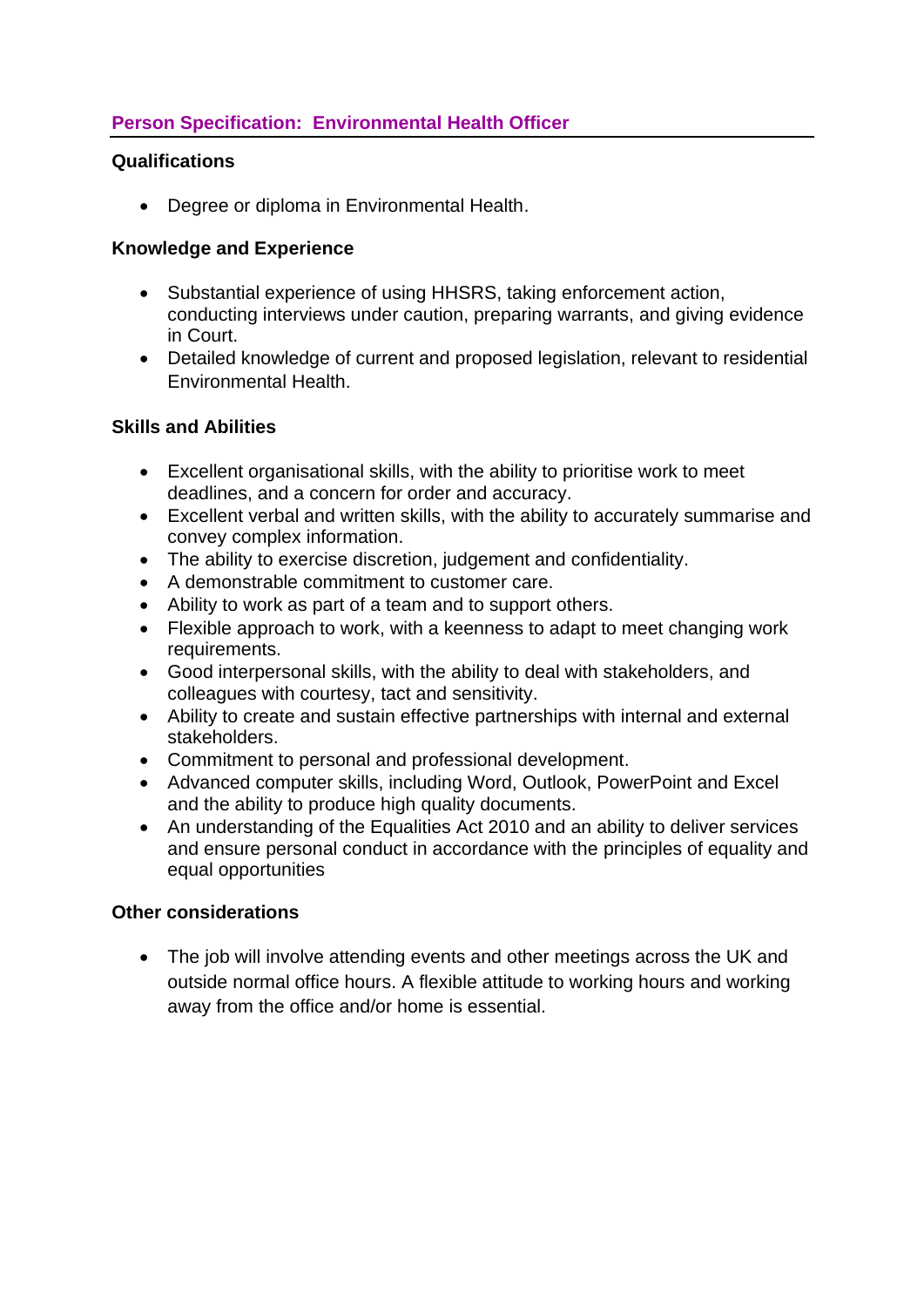## Person Specification: Environmental Health Officer

### Qualifications

- Degree or diploma in Environmental Health.

### Knowledge and Experience

- Substantial experience of using HHSRS, taking enforcement action, conducting interviews under caution, preparing warrants, and giving evidence in Court.
- Detailed knowledge of current and proposed legislation, relevant to residential Environmental Health.

### Skills and Abilities

- Excellent organisational skills, with the ability to prioritise work to meet deadlines, and a concern for order and accuracy.
- Excellent verbal and written skills, with the ability to accurately summarise and convey complex information.
- The ability to exercise discretion, judgement and confidentiality.
- A demonstrable commitment to customer care.
- Ability to work as part of a team and to support others.
- Flexible approach to work, with a keenness to adapt to meet changing work requirements.
- Good interpersonal skills, with the ability to deal with stakeholders, and colleagues with courtesy, tact and sensitivity.
- Ability to create and sustain effective partnerships with internal and external stakeholders.
- Commitment to personal and professional development.
- Advanced computer skills, including Word, Outlook, PowerPoint and Excel and the ability to produce high quality documents.
- An understanding of the Equalities Act 2010 and an ability to deliver services and ensure personal conduct in accordance with the principles of equality and equal opportunities

### Other considerations

- The job will involve attending events and other meetings across the UK and outside normal office hours. A flexible attitude to working hours and working away from the office and/or home is essential.